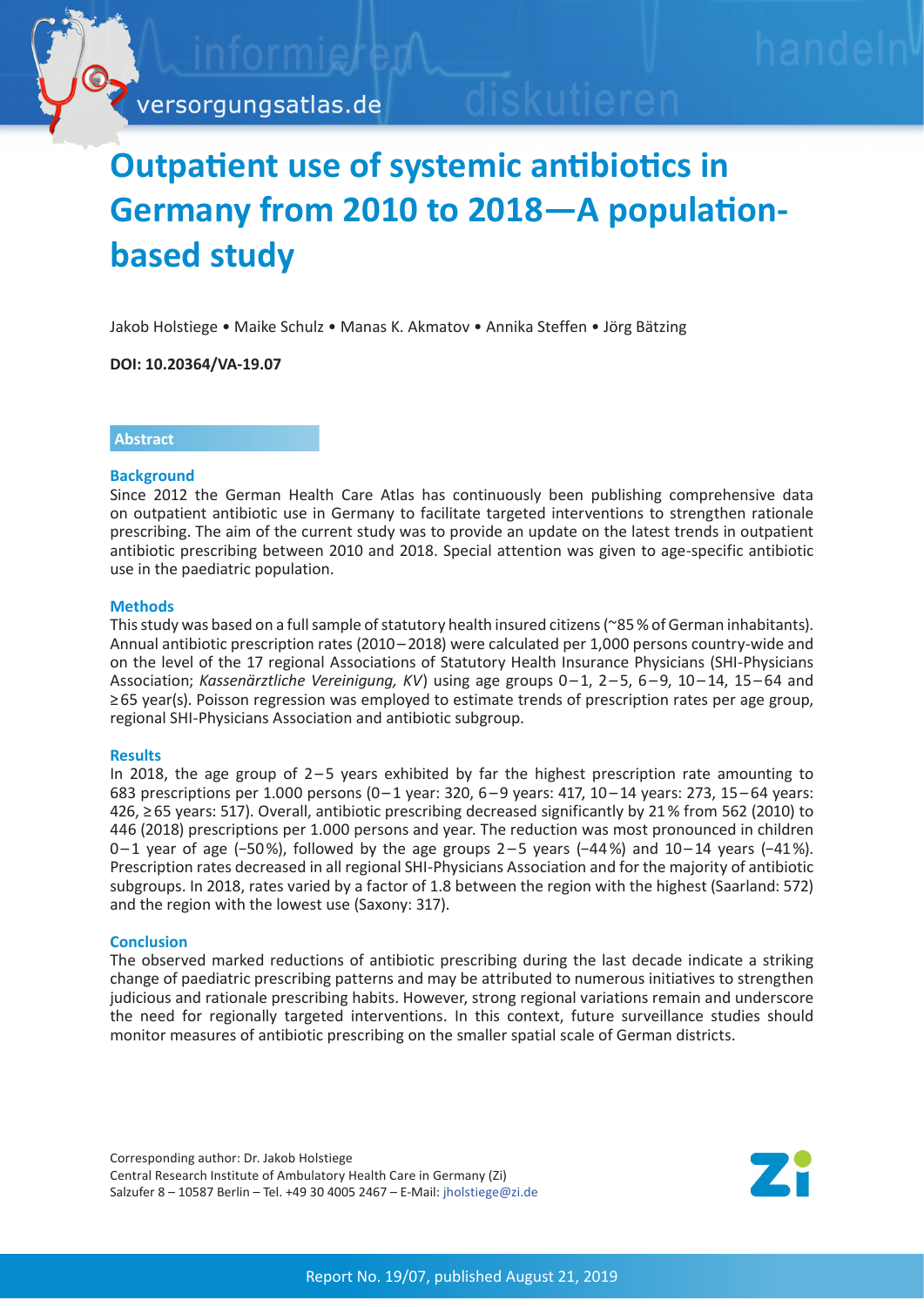# Outpatient use of systemic antibiotics in Germany from 2010 to 2018—A population-based study

Jakob Holstiege • Maike Schulz • Manas K. Akmatov • Annika Steffen • Jörg Bätzing

**DOI: 10.20364/VA-19.07**

## Abstract

### Background

Since 2012 the German Health Care Atlas has continuously been publishing comprehensive data on outpatient antibiotic use in Germany to facilitate targeted interventions to strengthen rationale prescribing. The aim of the current study was to provide an update on the latest trends in outpatient antibiotic prescribing between 2010 and 2018. Special attention was given to age-specific antibiotic use in the paediatric population.

### Methods

This study was based on a full sample of statutory health insured citizens (~85 % of German inhabitants). Annual antibiotic prescription rates (2010 – 2018) were calculated per 1,000 persons country-wide and on the level of the 17 regional Associations of Statutory Health Insurance Physicians (SHI-Physicians Association; *Kassenärztliche Vereinigung, KV*) using age groups 0 – 1, 2 – 5, 6 – 9, 10 – 14, 15 – 64 and ≥ 65 year(s). Poisson regression was employed to estimate trends of prescription rates per age group, regional SHI-Physicians Association and antibiotic subgroup.

### Results

In 2018, the age group of 2 – 5 years exhibited by far the highest prescription rate amounting to 683 prescriptions per 1.000 persons (0 – 1 year: 320, 6 – 9 years: 417, 10 – 14 years: 273, 15 – 64 years: 426, ≥ 65 years: 517). Overall, antibiotic prescribing decreased significantly by 21 % from 562 (2010) to 446 (2018) prescriptions per 1.000 persons and year. The reduction was most pronounced in children 0 – 1 year of age (−50 %), followed by the age groups 2 – 5 years (−44 %) and 10 – 14 years (−41 %). Prescription rates decreased in all regional SHI-Physicians Association and for the majority of antibiotic subgroups. In 2018, rates varied by a factor of 1.8 between the region with the highest (Saarland: 572) and the region with the lowest use (Saxony: 317).

### Conclusion

The observed marked reductions of antibiotic prescribing during the last decade indicate a striking change of paediatric prescribing patterns and may be attributed to numerous initiatives to strengthen judicious and rationale prescribing habits. However, strong regional variations remain and underscore the need for regionally targeted interventions. In this context, future surveillance studies should monitor measures of antibiotic prescribing on the smaller spatial scale of German districts.

Corresponding author: Dr. Jakob Holstiege
Central Research Institute of Ambulatory Health Care in Germany (Zi)
Salzufer 8 – 10587 Berlin – Tel. +49 30 4005 2467 – E-Mail: jholstiege@zi.de

Report No. 19/07, published August 21, 2019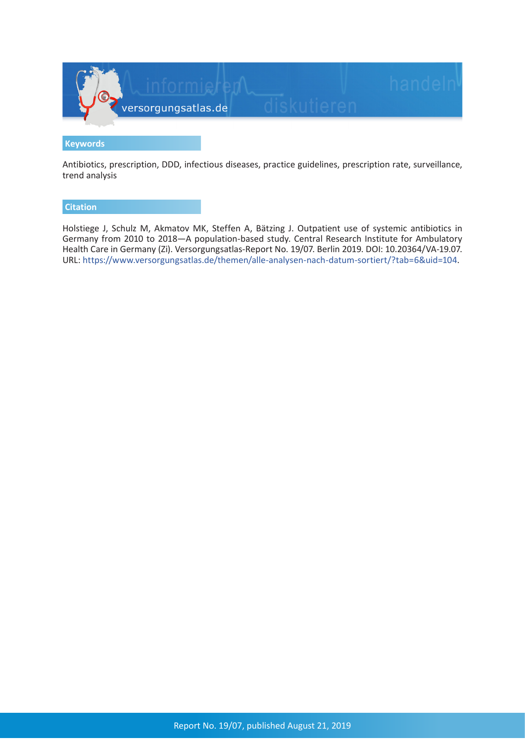## Keywords

Antibiotics, prescription, DDD, infectious diseases, practice guidelines, prescription rate, surveillance, trend analysis

## Citation

Holstiege J, Schulz M, Akmatov MK, Steffen A, Bätzing J. Outpatient use of systemic antibiotics in Germany from 2010 to 2018—A population-based study. Central Research Institute for Ambulatory Health Care in Germany (Zi). Versorgungsatlas-Report No. 19/07. Berlin 2019. DOI: 10.20364/VA-19.07. URL: https://www.versorgungsatlas.de/themen/alle-analysen-nach-datum-sortiert/?tab=6&uid=104.

Report No. 19/07, published August 21, 2019